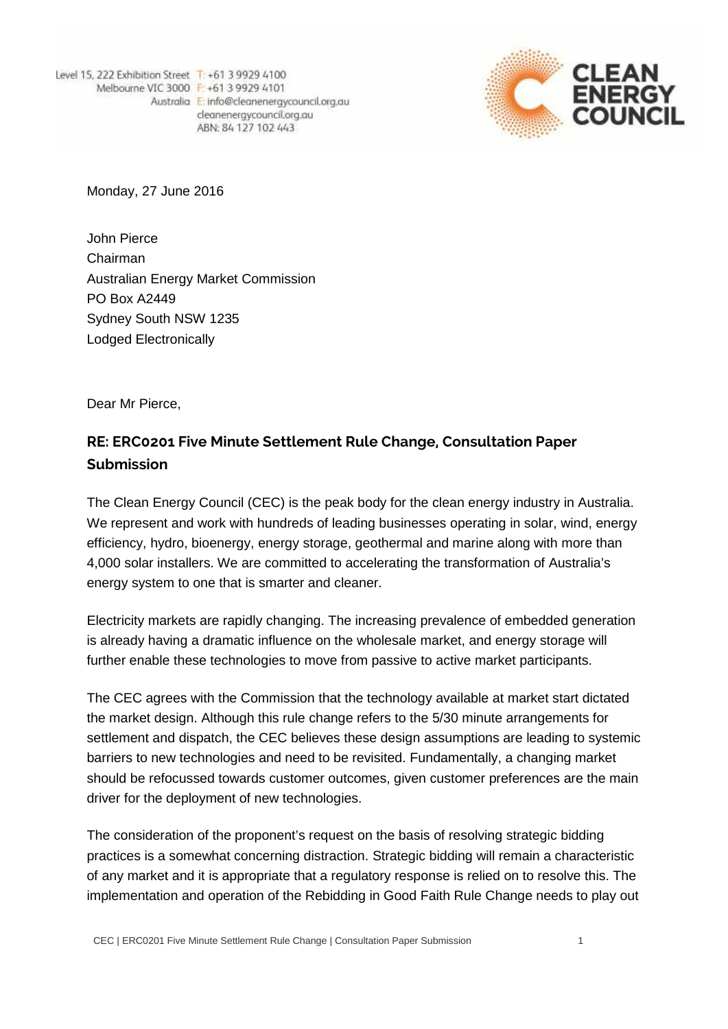Level 15, 222 Exhibition Street
Melbourne VIC 3000
Australia

T: +61 3 9929 4100
F: +61 3 9929 4101
E: info@cleanenergycouncil.org.au
cleanenergycouncil.org.au
ABN: 84 127 102 443

CLEAN ENERGY COUNCIL

Monday, 27 June 2016

John Pierce
Chairman
Australian Energy Market Commission
PO Box A2449
Sydney South NSW 1235
Lodged Electronically

Dear Mr Pierce,

**RE: ERC0201 Five Minute Settlement Rule Change, Consultation Paper Submission**

The Clean Energy Council (CEC) is the peak body for the clean energy industry in Australia. We represent and work with hundreds of leading businesses operating in solar, wind, energy efficiency, hydro, bioenergy, energy storage, geothermal and marine along with more than 4,000 solar installers. We are committed to accelerating the transformation of Australia's energy system to one that is smarter and cleaner.

Electricity markets are rapidly changing. The increasing prevalence of embedded generation is already having a dramatic influence on the wholesale market, and energy storage will further enable these technologies to move from passive to active market participants.

The CEC agrees with the Commission that the technology available at market start dictated the market design. Although this rule change refers to the 5/30 minute arrangements for settlement and dispatch, the CEC believes these design assumptions are leading to systemic barriers to new technologies and need to be revisited. Fundamentally, a changing market should be refocussed towards customer outcomes, given customer preferences are the main driver for the deployment of new technologies.

The consideration of the proponent's request on the basis of resolving strategic bidding practices is a somewhat concerning distraction. Strategic bidding will remain a characteristic of any market and it is appropriate that a regulatory response is relied on to resolve this. The implementation and operation of the Rebidding in Good Faith Rule Change needs to play out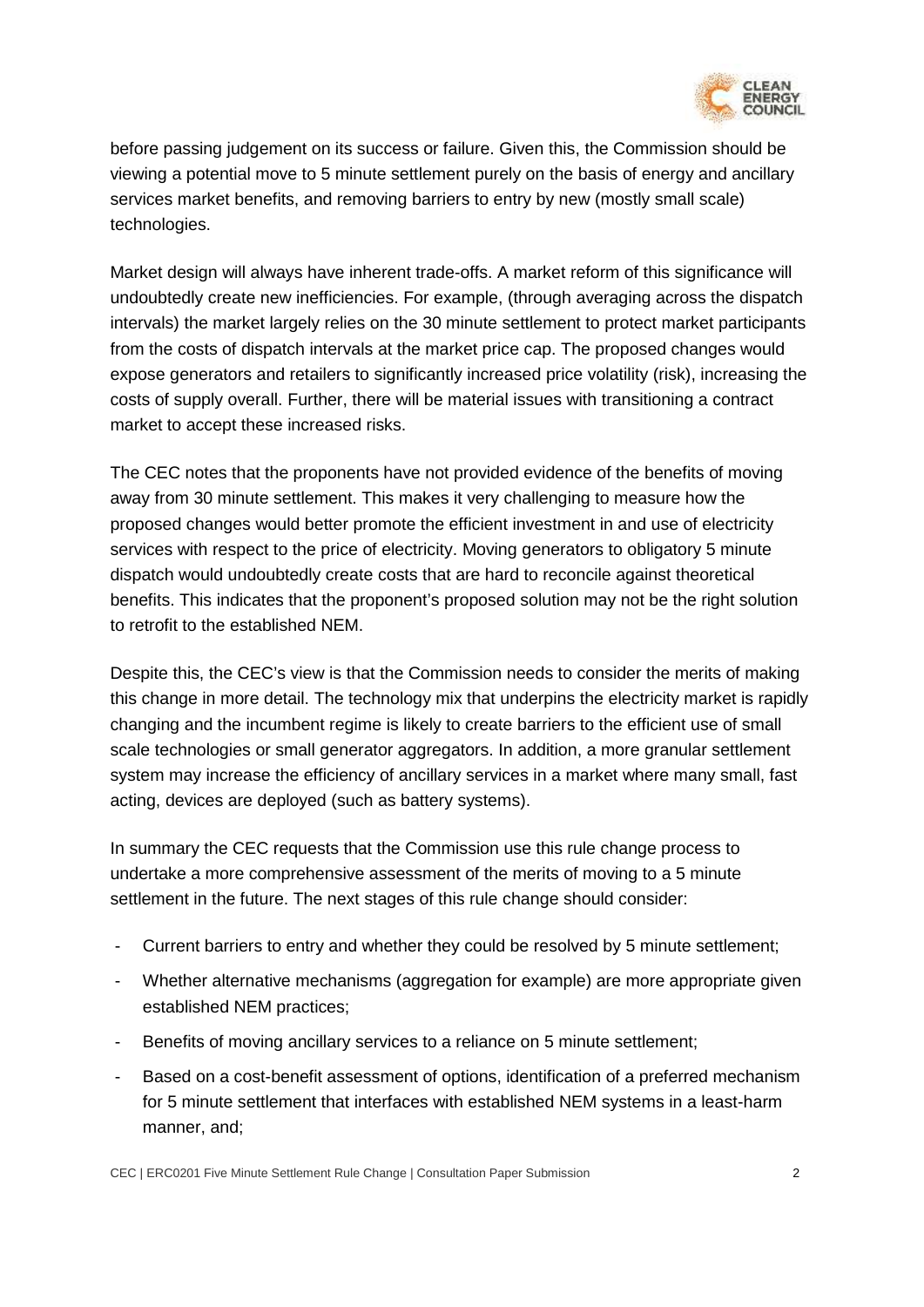before passing judgement on its success or failure. Given this, the Commission should be viewing a potential move to 5 minute settlement purely on the basis of energy and ancillary services market benefits, and removing barriers to entry by new (mostly small scale) technologies.

Market design will always have inherent trade-offs. A market reform of this significance will undoubtedly create new inefficiencies. For example, (through averaging across the dispatch intervals) the market largely relies on the 30 minute settlement to protect market participants from the costs of dispatch intervals at the market price cap. The proposed changes would expose generators and retailers to significantly increased price volatility (risk), increasing the costs of supply overall. Further, there will be material issues with transitioning a contract market to accept these increased risks.

The CEC notes that the proponents have not provided evidence of the benefits of moving away from 30 minute settlement. This makes it very challenging to measure how the proposed changes would better promote the efficient investment in and use of electricity services with respect to the price of electricity. Moving generators to obligatory 5 minute dispatch would undoubtedly create costs that are hard to reconcile against theoretical benefits. This indicates that the proponent's proposed solution may not be the right solution to retrofit to the established NEM.

Despite this, the CEC's view is that the Commission needs to consider the merits of making this change in more detail. The technology mix that underpins the electricity market is rapidly changing and the incumbent regime is likely to create barriers to the efficient use of small scale technologies or small generator aggregators. In addition, a more granular settlement system may increase the efficiency of ancillary services in a market where many small, fast acting, devices are deployed (such as battery systems).

In summary the CEC requests that the Commission use this rule change process to undertake a more comprehensive assessment of the merits of moving to a 5 minute settlement in the future. The next stages of this rule change should consider:

- Current barriers to entry and whether they could be resolved by 5 minute settlement;
- Whether alternative mechanisms (aggregation for example) are more appropriate given established NEM practices;
- Benefits of moving ancillary services to a reliance on 5 minute settlement;
- Based on a cost-benefit assessment of options, identification of a preferred mechanism for 5 minute settlement that interfaces with established NEM systems in a least-harm manner, and;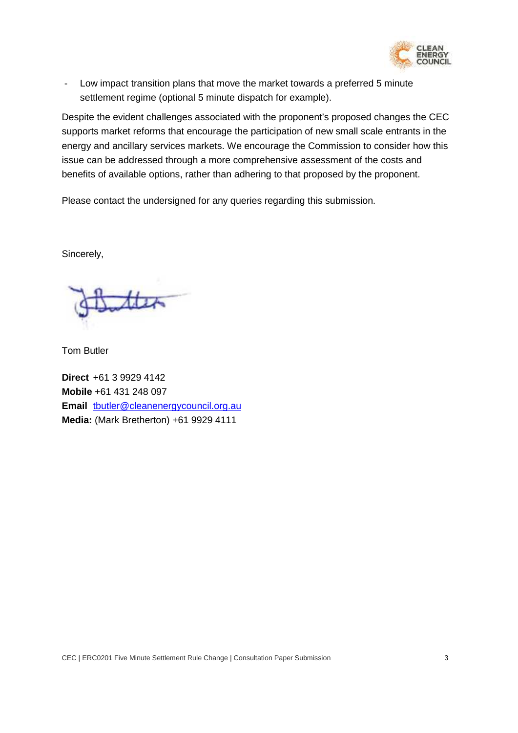- Low impact transition plans that move the market towards a preferred 5 minute settlement regime (optional 5 minute dispatch for example).

Despite the evident challenges associated with the proponent's proposed changes the CEC supports market reforms that encourage the participation of new small scale entrants in the energy and ancillary services markets. We encourage the Commission to consider how this issue can be addressed through a more comprehensive assessment of the costs and benefits of available options, rather than adhering to that proposed by the proponent.

Please contact the undersigned for any queries regarding this submission.

Sincerely,

Tom Butler

**Direct** +61 3 9929 4142
**Mobile** +61 431 248 097
**Email** tbutler@cleanenergycouncil.org.au
**Media:** (Mark Bretherton) +61 9929 4111